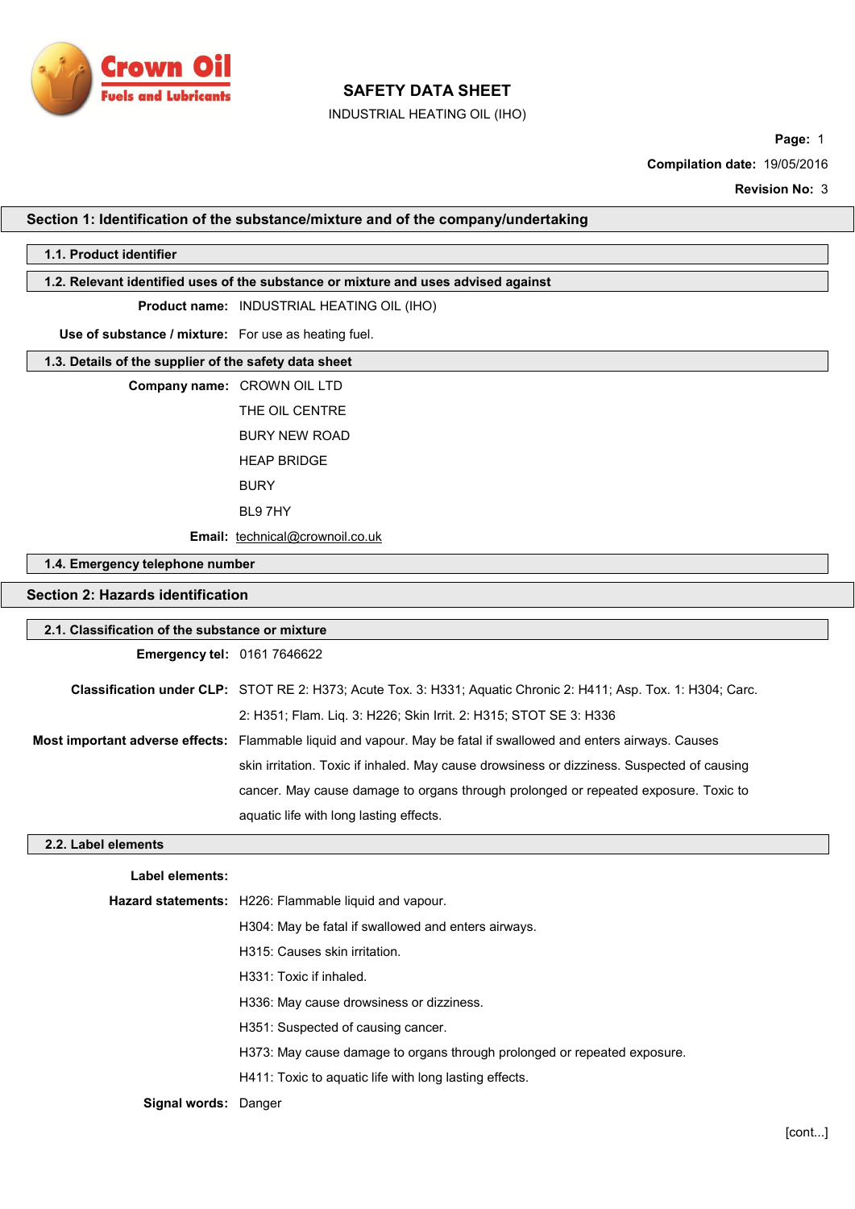Crown Oil
Fuels and Lubricants

# SAFETY DATA SHEET

INDUSTRIAL HEATING OIL (IHO)

**Compilation date:** 19/05/2016

**Revision No:** 3

## Section 1: Identification of the substance/mixture and of the company/undertaking

### 1.1. Product identifier

### 1.2. Relevant identified uses of the substance or mixture and uses advised against

**Product name:** INDUSTRIAL HEATING OIL (IHO)

**Use of substance / mixture:** For use as heating fuel.

### 1.3. Details of the supplier of the safety data sheet

**Company name:** CROWN OIL LTD
THE OIL CENTRE
BURY NEW ROAD
HEAP BRIDGE
BURY
BL9 7HY

**Email:** technical@crownoil.co.uk

### 1.4. Emergency telephone number

## Section 2: Hazards identification

### 2.1. Classification of the substance or mixture

**Emergency tel:** 0161 7646622

**Classification under CLP:** STOT RE 2: H373; Acute Tox. 3: H331; Aquatic Chronic 2: H411; Asp. Tox. 1: H304; Carc. 2: H351; Flam. Liq. 3: H226; Skin Irrit. 2: H315; STOT SE 3: H336

**Most important adverse effects:** Flammable liquid and vapour. May be fatal if swallowed and enters airways. Causes skin irritation. Toxic if inhaled. May cause drowsiness or dizziness. Suspected of causing cancer. May cause damage to organs through prolonged or repeated exposure. Toxic to aquatic life with long lasting effects.

### 2.2. Label elements

**Label elements:**

**Hazard statements:**
H226: Flammable liquid and vapour.
H304: May be fatal if swallowed and enters airways.
H315: Causes skin irritation.
H331: Toxic if inhaled.
H336: May cause drowsiness or dizziness.
H351: Suspected of causing cancer.
H373: May cause damage to organs through prolonged or repeated exposure.
H411: Toxic to aquatic life with long lasting effects.

**Signal words:** Danger

[cont...]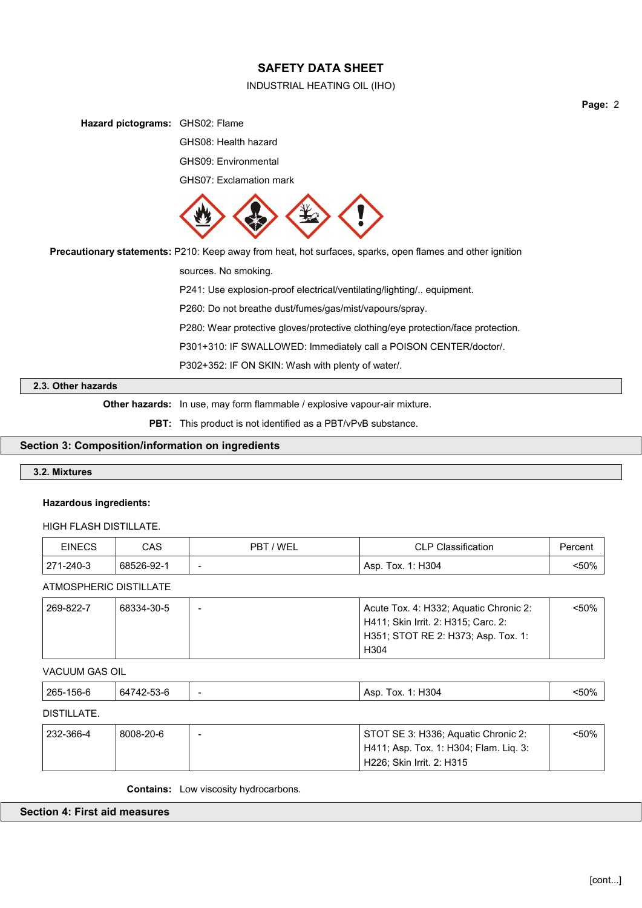**Hazard pictograms:** GHS02: Flame

GHS08: Health hazard

GHS09: Environmental

GHS07: Exclamation mark

**Precautionary statements:** P210: Keep away from heat, hot surfaces, sparks, open flames and other ignition sources. No smoking.

P241: Use explosion-proof electrical/ventilating/lighting/.. equipment.

P260: Do not breathe dust/fumes/gas/mist/vapours/spray.

P280: Wear protective gloves/protective clothing/eye protection/face protection.

P301+310: IF SWALLOWED: Immediately call a POISON CENTER/doctor/.

P302+352: IF ON SKIN: Wash with plenty of water/.

### 2.3. Other hazards

**Other hazards:** In use, may form flammable / explosive vapour-air mixture.

**PBT:** This product is not identified as a PBT/vPvB substance.

## Section 3: Composition/information on ingredients

### 3.2. Mixtures

**Hazardous ingredients:**

HIGH FLASH DISTILLATE.

| EINECS | CAS | PBT / WEL | CLP Classification | Percent |
|---|---|---|---|---|
| 271-240-3 | 68526-92-1 | - | Asp. Tox. 1: H304 | <50% |

ATMOSPHERIC DISTILLATE

| | | | | |
|---|---|---|---|---|
| 269-822-7 | 68334-30-5 | - | Acute Tox. 4: H332; Aquatic Chronic 2: H411; Skin Irrit. 2: H315; Carc. 2: H351; STOT RE 2: H373; Asp. Tox. 1: H304 | <50% |

VACUUM GAS OIL

| | | | | |
|---|---|---|---|---|
| 265-156-6 | 64742-53-6 | - | Asp. Tox. 1: H304 | <50% |

DISTILLATE.

| | | | | |
|---|---|---|---|---|
| 232-366-4 | 8008-20-6 | - | STOT SE 3: H336; Aquatic Chronic 2: H411; Asp. Tox. 1: H304; Flam. Liq. 3: H226; Skin Irrit. 2: H315 | <50% |

**Contains:** Low viscosity hydrocarbons.

## Section 4: First aid measures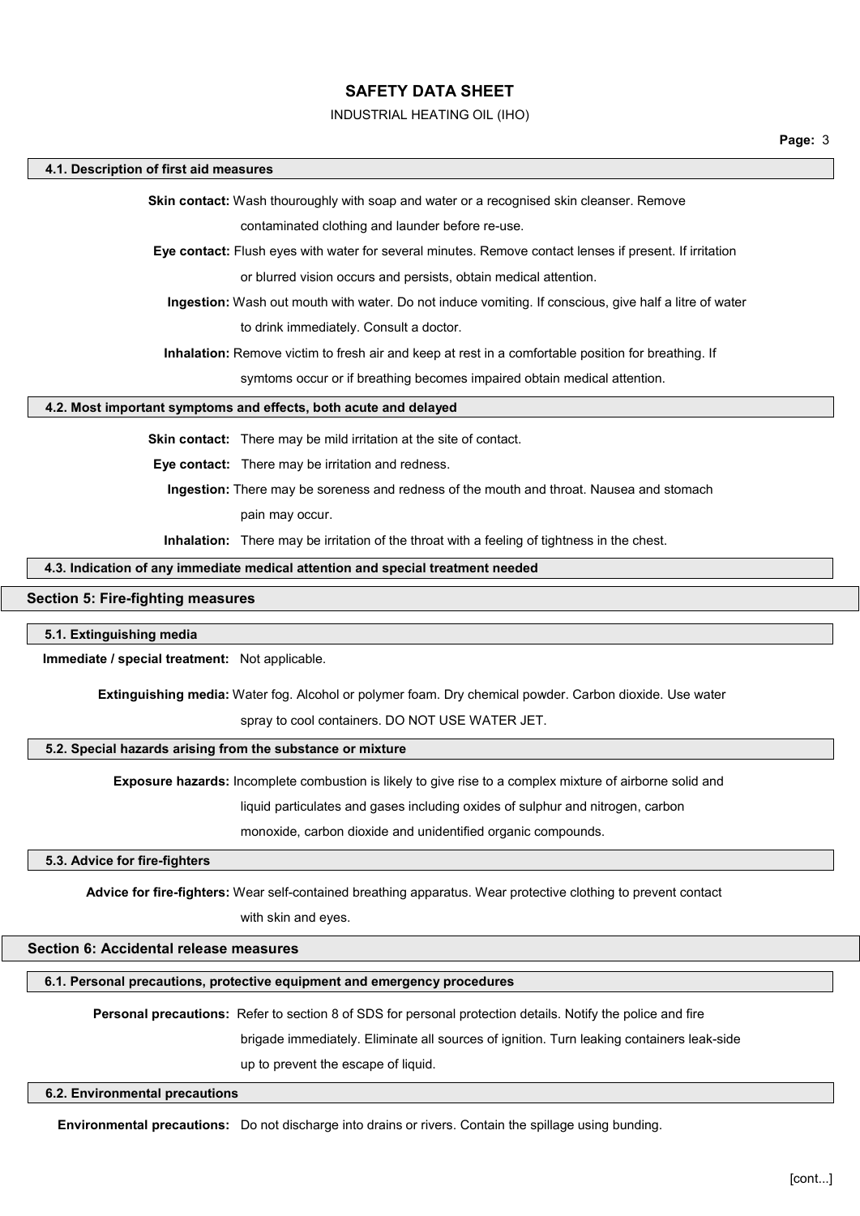#### 4.1. Description of first aid measures

**Skin contact:** Wash thouroughly with soap and water or a recognised skin cleanser. Remove contaminated clothing and launder before re-use.

**Eye contact:** Flush eyes with water for several minutes. Remove contact lenses if present. If irritation or blurred vision occurs and persists, obtain medical attention.

**Ingestion:** Wash out mouth with water. Do not induce vomiting. If conscious, give half a litre of water to drink immediately. Consult a doctor.

**Inhalation:** Remove victim to fresh air and keep at rest in a comfortable position for breathing. If symtoms occur or if breathing becomes impaired obtain medical attention.

#### 4.2. Most important symptoms and effects, both acute and delayed

**Skin contact:** There may be mild irritation at the site of contact.

**Eye contact:** There may be irritation and redness.

**Ingestion:** There may be soreness and redness of the mouth and throat. Nausea and stomach pain may occur.

**Inhalation:** There may be irritation of the throat with a feeling of tightness in the chest.

#### 4.3. Indication of any immediate medical attention and special treatment needed

### Section 5: Fire-fighting measures

#### 5.1. Extinguishing media

**Immediate / special treatment:** Not applicable.

**Extinguishing media:** Water fog. Alcohol or polymer foam. Dry chemical powder. Carbon dioxide. Use water spray to cool containers. DO NOT USE WATER JET.

#### 5.2. Special hazards arising from the substance or mixture

**Exposure hazards:** Incomplete combustion is likely to give rise to a complex mixture of airborne solid and liquid particulates and gases including oxides of sulphur and nitrogen, carbon monoxide, carbon dioxide and unidentified organic compounds.

#### 5.3. Advice for fire-fighters

**Advice for fire-fighters:** Wear self-contained breathing apparatus. Wear protective clothing to prevent contact with skin and eyes.

### Section 6: Accidental release measures

#### 6.1. Personal precautions, protective equipment and emergency procedures

**Personal precautions:** Refer to section 8 of SDS for personal protection details. Notify the police and fire brigade immediately. Eliminate all sources of ignition. Turn leaking containers leak-side up to prevent the escape of liquid.

#### 6.2. Environmental precautions

**Environmental precautions:** Do not discharge into drains or rivers. Contain the spillage using bunding.

[cont...]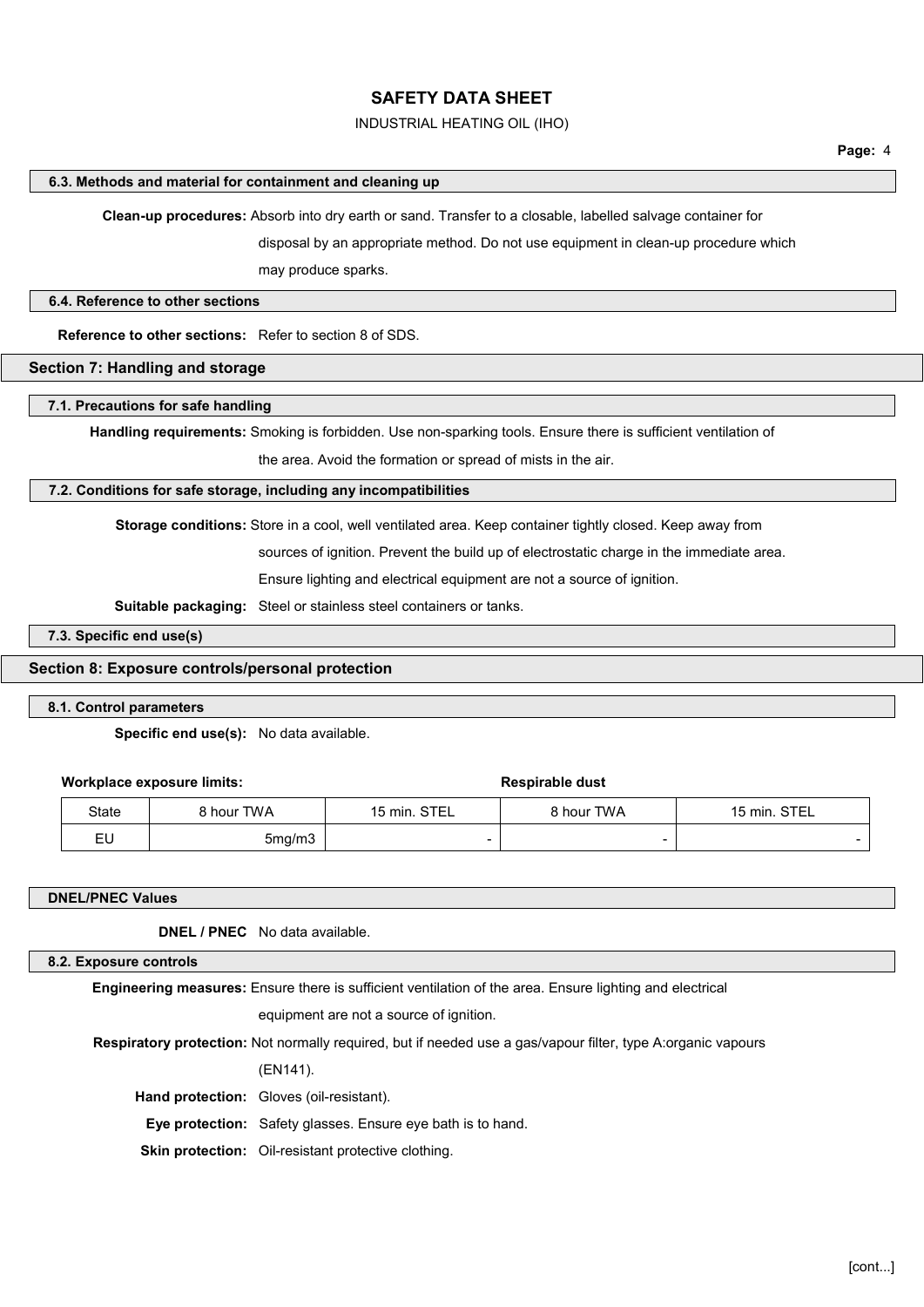#### 6.3. Methods and material for containment and cleaning up

**Clean-up procedures:** Absorb into dry earth or sand. Transfer to a closable, labelled salvage container for disposal by an appropriate method. Do not use equipment in clean-up procedure which may produce sparks.

#### 6.4. Reference to other sections

**Reference to other sections:** Refer to section 8 of SDS.

## Section 7: Handling and storage

#### 7.1. Precautions for safe handling

**Handling requirements:** Smoking is forbidden. Use non-sparking tools. Ensure there is sufficient ventilation of the area. Avoid the formation or spread of mists in the air.

#### 7.2. Conditions for safe storage, including any incompatibilities

**Storage conditions:** Store in a cool, well ventilated area. Keep container tightly closed. Keep away from sources of ignition. Prevent the build up of electrostatic charge in the immediate area. Ensure lighting and electrical equipment are not a source of ignition.

**Suitable packaging:** Steel or stainless steel containers or tanks.

#### 7.3. Specific end use(s)

## Section 8: Exposure controls/personal protection

#### 8.1. Control parameters

**Specific end use(s):** No data available.

**Workplace exposure limits:** **Respirable dust**

| State | 8 hour TWA | 15 min. STEL | 8 hour TWA | 15 min. STEL |
|---|---|---|---|---|
| EU | 5mg/m3 | - | - | - |

#### DNEL/PNEC Values

**DNEL / PNEC** No data available.

#### 8.2. Exposure controls

**Engineering measures:** Ensure there is sufficient ventilation of the area. Ensure lighting and electrical equipment are not a source of ignition.

**Respiratory protection:** Not normally required, but if needed use a gas/vapour filter, type A:organic vapours (EN141).

**Hand protection:** Gloves (oil-resistant).

**Eye protection:** Safety glasses. Ensure eye bath is to hand.

**Skin protection:** Oil-resistant protective clothing.

[cont...]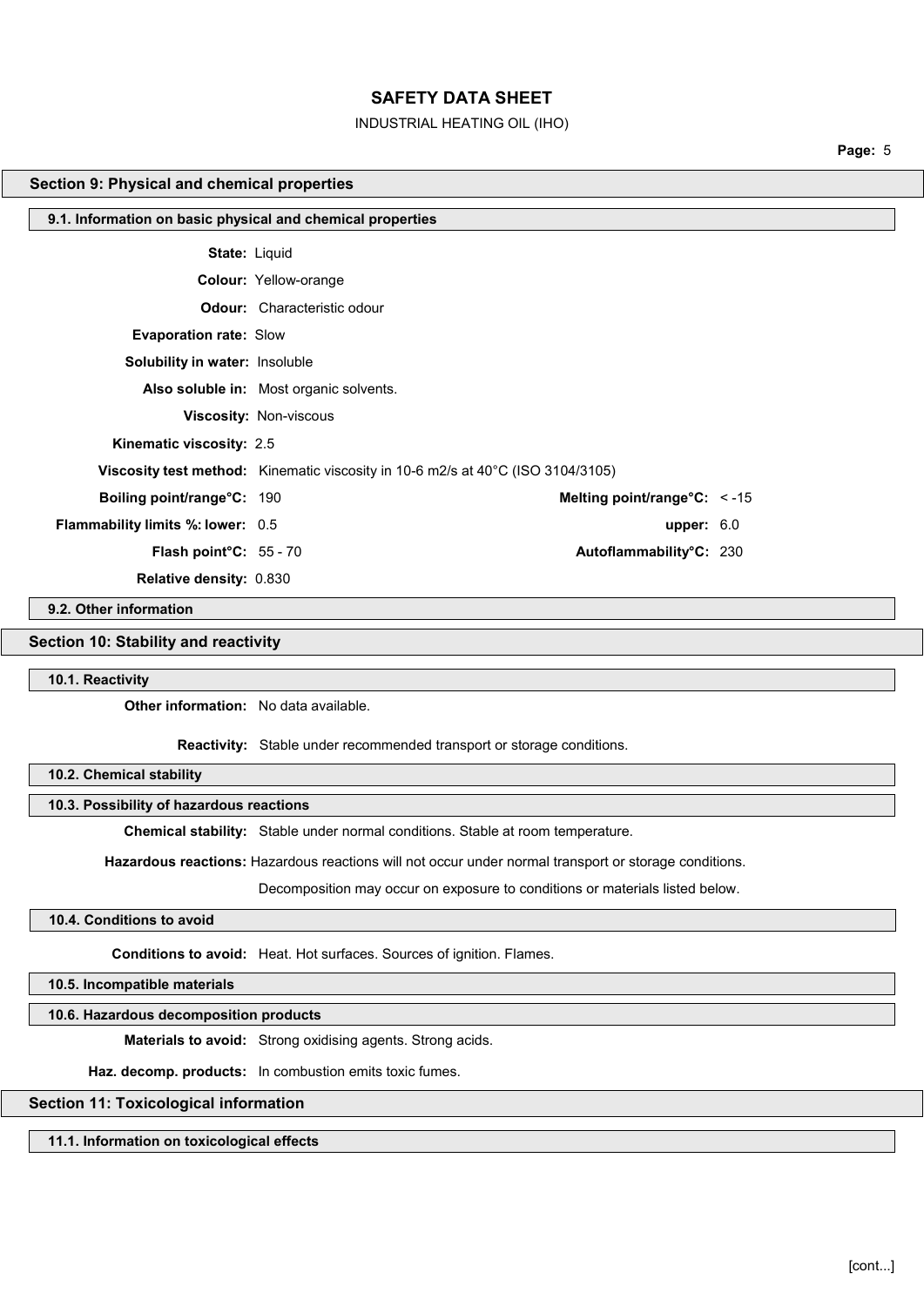## Section 9: Physical and chemical properties

### 9.1. Information on basic physical and chemical properties

**State:** Liquid

**Colour:** Yellow-orange

**Odour:** Characteristic odour

**Evaporation rate:** Slow

**Solubility in water:** Insoluble

**Also soluble in:** Most organic solvents.

**Viscosity:** Non-viscous

**Kinematic viscosity:** 2.5

**Viscosity test method:** Kinematic viscosity in 10-6 m2/s at 40°C (ISO 3104/3105)

**Boiling point/range°C:** 190 **Melting point/range°C:** < -15

**Flammability limits %: lower:** 0.5 **upper:** 6.0

**Flash point°C:** 55 - 70 **Autoflammability°C:** 230

**Relative density:** 0.830

### 9.2. Other information

## Section 10: Stability and reactivity

### 10.1. Reactivity

**Other information:** No data available.

**Reactivity:** Stable under recommended transport or storage conditions.

### 10.2. Chemical stability

### 10.3. Possibility of hazardous reactions

**Chemical stability:** Stable under normal conditions. Stable at room temperature.

**Hazardous reactions:** Hazardous reactions will not occur under normal transport or storage conditions.

Decomposition may occur on exposure to conditions or materials listed below.

### 10.4. Conditions to avoid

**Conditions to avoid:** Heat. Hot surfaces. Sources of ignition. Flames.

### 10.5. Incompatible materials

### 10.6. Hazardous decomposition products

**Materials to avoid:** Strong oxidising agents. Strong acids.

**Haz. decomp. products:** In combustion emits toxic fumes.

## Section 11: Toxicological information

### 11.1. Information on toxicological effects

[cont...]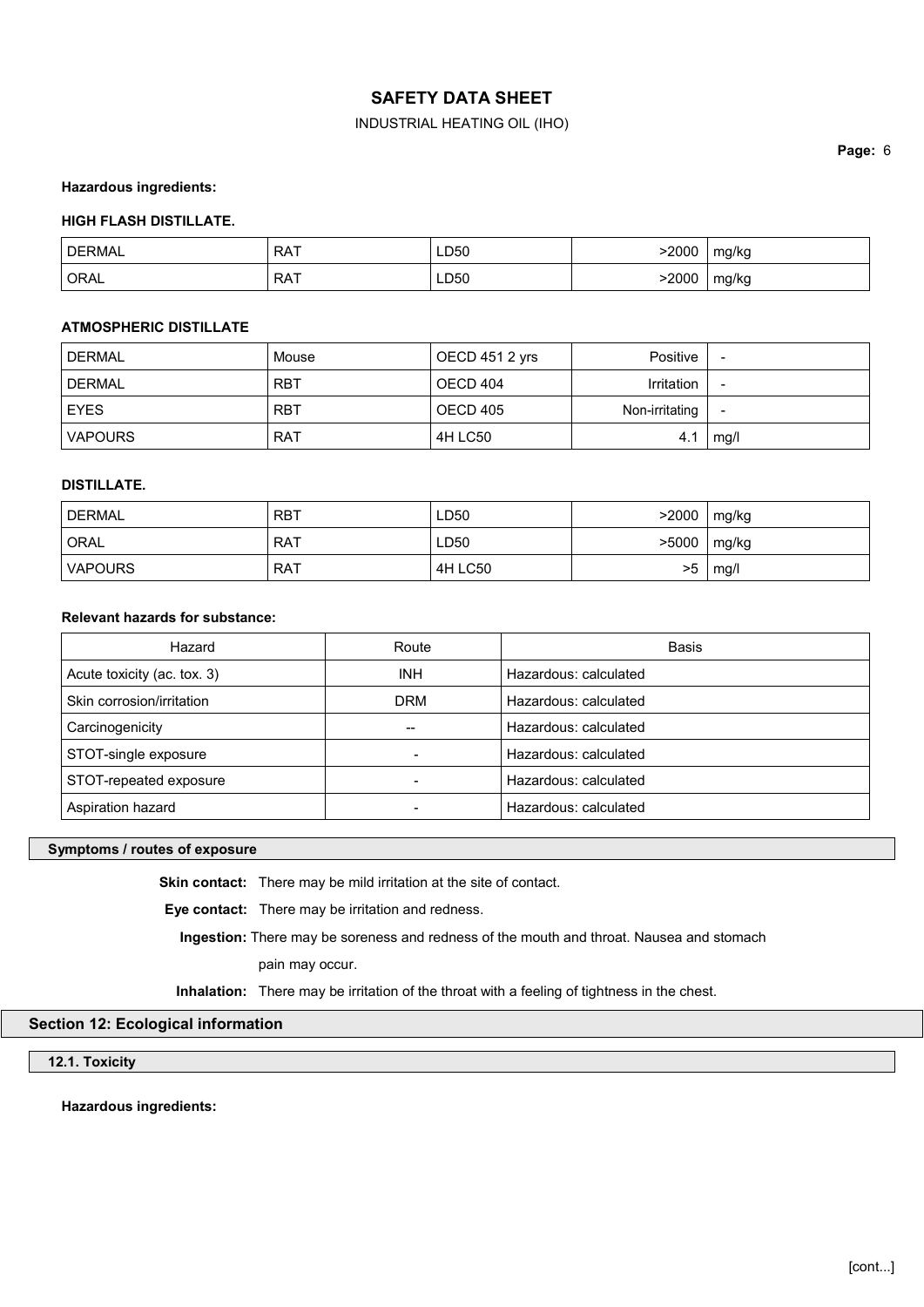**Hazardous ingredients:**

**HIGH FLASH DISTILLATE.**

| | | | | |
|---|---|---|---|---|
| DERMAL | RAT | LD50 | >2000 | mg/kg |
| ORAL | RAT | LD50 | >2000 | mg/kg |

**ATMOSPHERIC DISTILLATE**

| | | | | |
|---|---|---|---|---|
| DERMAL | Mouse | OECD 451 2 yrs | Positive | - |
| DERMAL | RBT | OECD 404 | Irritation | - |
| EYES | RBT | OECD 405 | Non-irritating | - |
| VAPOURS | RAT | 4H LC50 | 4.1 | mg/l |

**DISTILLATE.**

| | | | | |
|---|---|---|---|---|
| DERMAL | RBT | LD50 | >2000 | mg/kg |
| ORAL | RAT | LD50 | >5000 | mg/kg |
| VAPOURS | RAT | 4H LC50 | >5 | mg/l |

**Relevant hazards for substance:**

| Hazard | Route | Basis |
|---|---|---|
| Acute toxicity (ac. tox. 3) | INH | Hazardous: calculated |
| Skin corrosion/irritation | DRM | Hazardous: calculated |
| Carcinogenicity | -- | Hazardous: calculated |
| STOT-single exposure | - | Hazardous: calculated |
| STOT-repeated exposure | - | Hazardous: calculated |
| Aspiration hazard | - | Hazardous: calculated |

### Symptoms / routes of exposure

**Skin contact:** There may be mild irritation at the site of contact.

**Eye contact:** There may be irritation and redness.

**Ingestion:** There may be soreness and redness of the mouth and throat. Nausea and stomach pain may occur.

**Inhalation:** There may be irritation of the throat with a feeling of tightness in the chest.

## Section 12: Ecological information

### 12.1. Toxicity

**Hazardous ingredients:**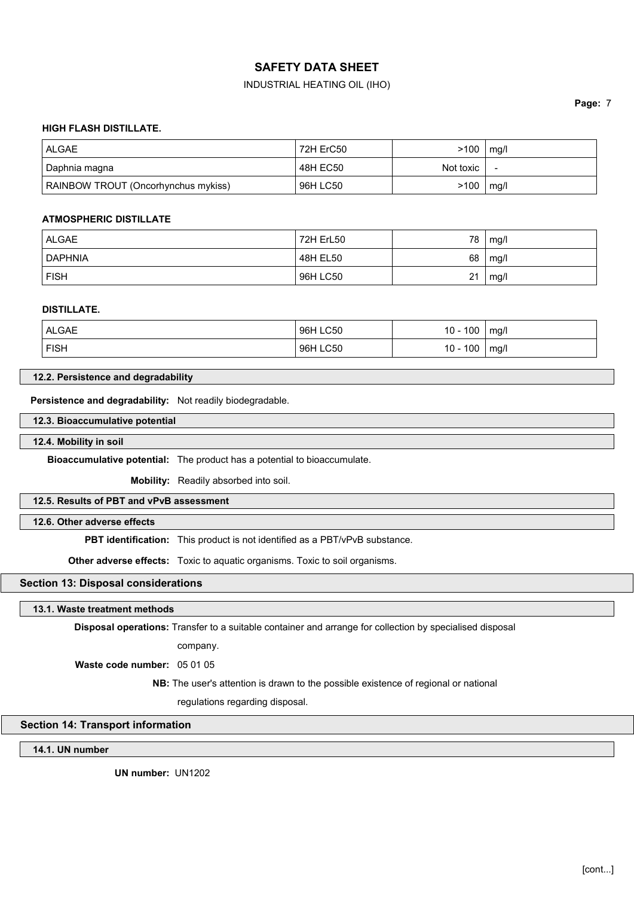**HIGH FLASH DISTILLATE.**

| | | | |
|---|---|---|---|
| ALGAE | 72H ErC50 | >100 | mg/l |
| Daphnia magna | 48H EC50 | Not toxic | - |
| RAINBOW TROUT (Oncorhynchus mykiss) | 96H LC50 | >100 | mg/l |

**ATMOSPHERIC DISTILLATE**

| | | | |
|---|---|---|---|
| ALGAE | 72H ErL50 | 78 | mg/l |
| DAPHNIA | 48H EL50 | 68 | mg/l |
| FISH | 96H LC50 | 21 | mg/l |

**DISTILLATE.**

| | | | |
|---|---|---|---|
| ALGAE | 96H LC50 | 10 - 100 | mg/l |
| FISH | 96H LC50 | 10 - 100 | mg/l |

### 12.2. Persistence and degradability

**Persistence and degradability:** Not readily biodegradable.

### 12.3. Bioaccumulative potential

### 12.4. Mobility in soil

**Bioaccumulative potential:** The product has a potential to bioaccumulate.

**Mobility:** Readily absorbed into soil.

### 12.5. Results of PBT and vPvB assessment

### 12.6. Other adverse effects

**PBT identification:** This product is not identified as a PBT/vPvB substance.

**Other adverse effects:** Toxic to aquatic organisms. Toxic to soil organisms.

## Section 13: Disposal considerations

### 13.1. Waste treatment methods

**Disposal operations:** Transfer to a suitable container and arrange for collection by specialised disposal company.

**Waste code number:** 05 01 05

**NB:** The user's attention is drawn to the possible existence of regional or national regulations regarding disposal.

## Section 14: Transport information

### 14.1. UN number

**UN number:** UN1202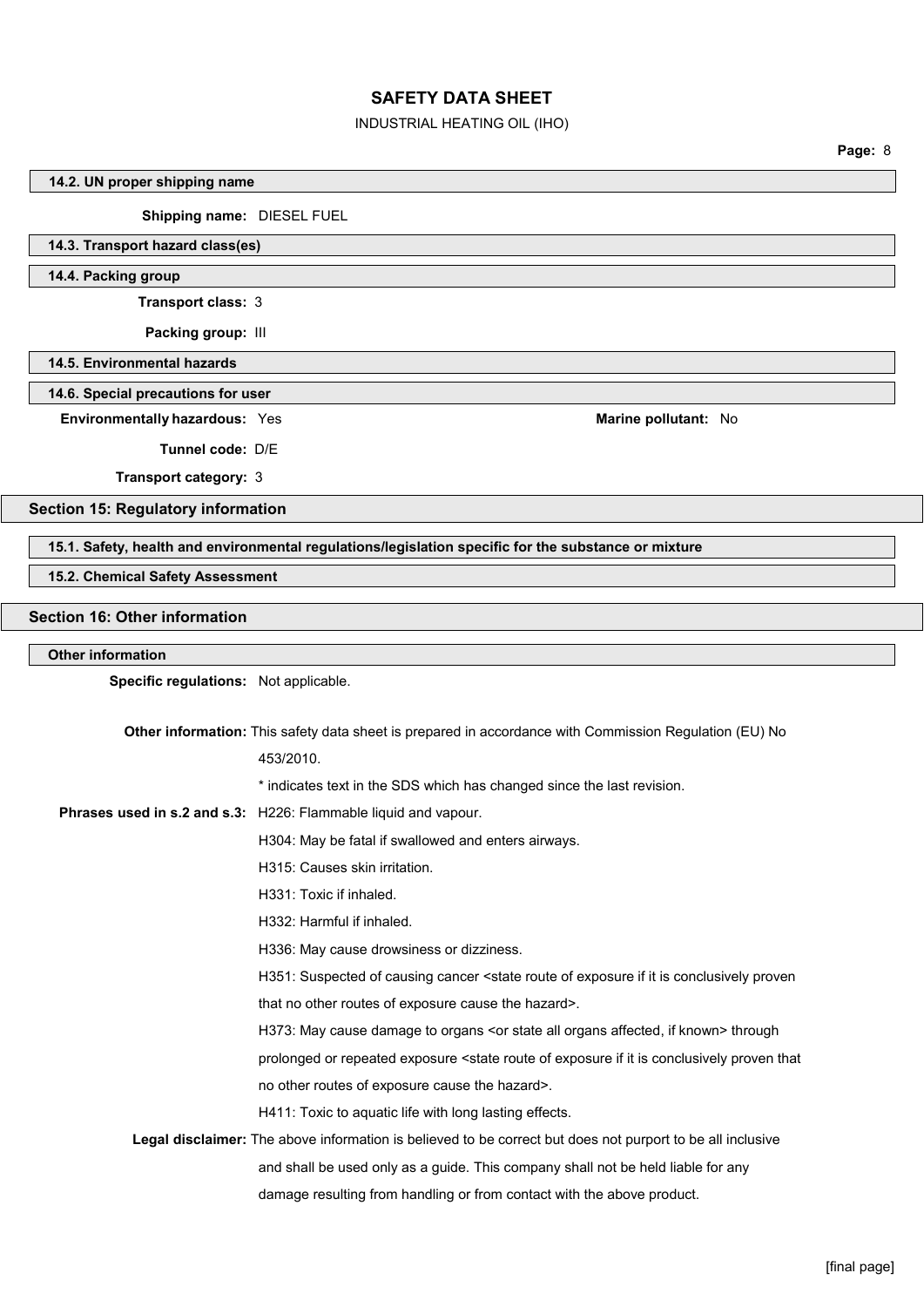### 14.2. UN proper shipping name

**Shipping name:** DIESEL FUEL

### 14.3. Transport hazard class(es)

### 14.4. Packing group

**Transport class:** 3

**Packing group:** III

### 14.5. Environmental hazards

### 14.6. Special precautions for user

**Environmentally hazardous:** Yes

**Marine pollutant:** No

**Tunnel code:** D/E

**Transport category:** 3

## Section 15: Regulatory information

### 15.1. Safety, health and environmental regulations/legislation specific for the substance or mixture

### 15.2. Chemical Safety Assessment

## Section 16: Other information

### Other information

**Specific regulations:** Not applicable.

**Other information:** This safety data sheet is prepared in accordance with Commission Regulation (EU) No 453/2010.

* indicates text in the SDS which has changed since the last revision.

**Phrases used in s.2 and s.3:** H226: Flammable liquid and vapour.

H304: May be fatal if swallowed and enters airways.

H315: Causes skin irritation.

H331: Toxic if inhaled.

H332: Harmful if inhaled.

H336: May cause drowsiness or dizziness.

H351: Suspected of causing cancer <state route of exposure if it is conclusively proven that no other routes of exposure cause the hazard>.

H373: May cause damage to organs <or state all organs affected, if known> through prolonged or repeated exposure <state route of exposure if it is conclusively proven that no other routes of exposure cause the hazard>.

H411: Toxic to aquatic life with long lasting effects.

**Legal disclaimer:** The above information is believed to be correct but does not purport to be all inclusive and shall be used only as a guide. This company shall not be held liable for any damage resulting from handling or from contact with the above product.